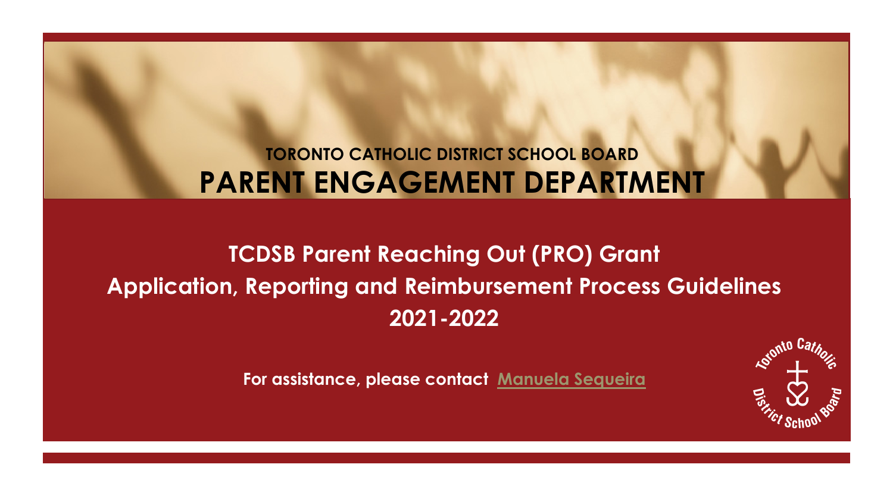TORONTO CATHOLIC DISTRICT SCHOOL BOARD

# PARENT ENGAGEMENT DEPARTMENT

## TCDSB Parent Reaching Out (PRO) Grant
## Application, Reporting and Reimbursement Process Guidelines
## 2021-2022

**For assistance, please contact Manuela Sequeira**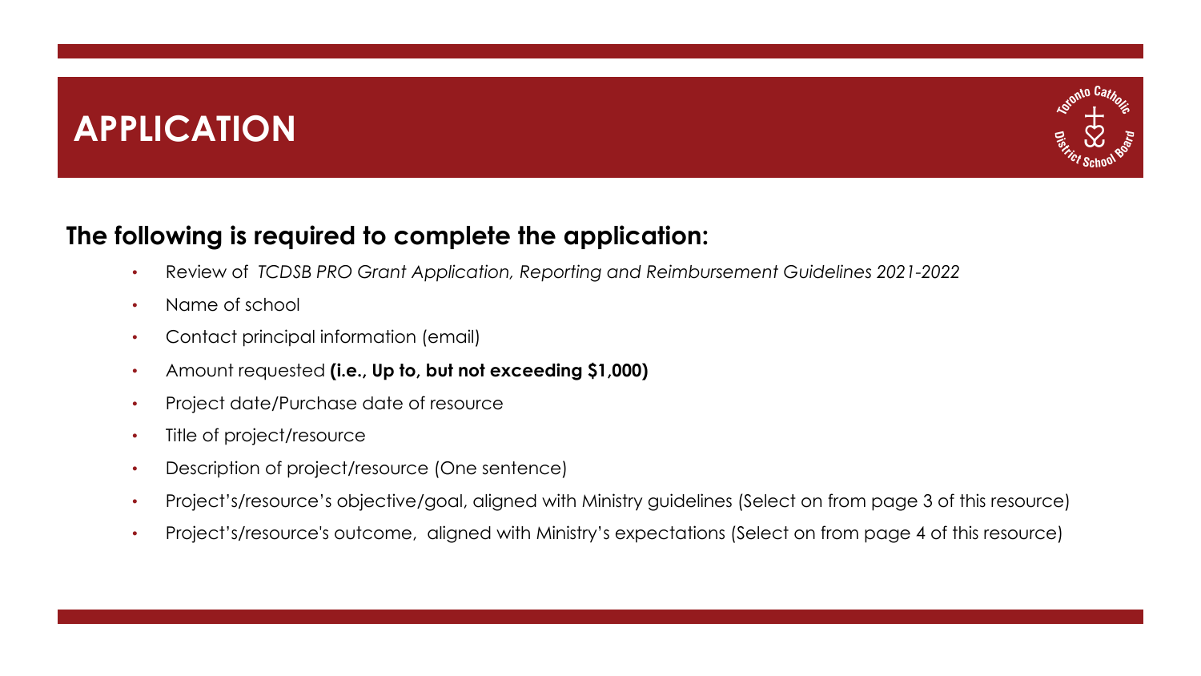# APPLICATION

**The following is required to complete the application:**

- Review of *TCDSB PRO Grant Application, Reporting and Reimbursement Guidelines 2021-2022*
- Name of school
- Contact principal information (email)
- Amount requested **(i.e., Up to, but not exceeding $1,000)**
- Project date/Purchase date of resource
- Title of project/resource
- Description of project/resource (One sentence)
- Project's/resource's objective/goal, aligned with Ministry guidelines (Select on from page 3 of this resource)
- Project's/resource's outcome, aligned with Ministry's expectations (Select on from page 4 of this resource)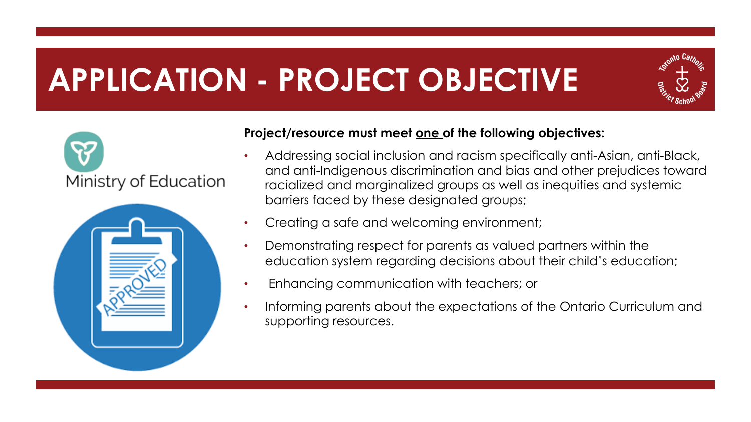# APPLICATION - PROJECT OBJECTIVE

Ministry of Education

**Project/resource must meet <u>one</u> of the following objectives:**

- Addressing social inclusion and racism specifically anti-Asian, anti-Black, and anti-Indigenous discrimination and bias and other prejudices toward racialized and marginalized groups as well as inequities and systemic barriers faced by these designated groups;
- Creating a safe and welcoming environment;
- Demonstrating respect for parents as valued partners within the education system regarding decisions about their child's education;
- Enhancing communication with teachers; or
- Informing parents about the expectations of the Ontario Curriculum and supporting resources.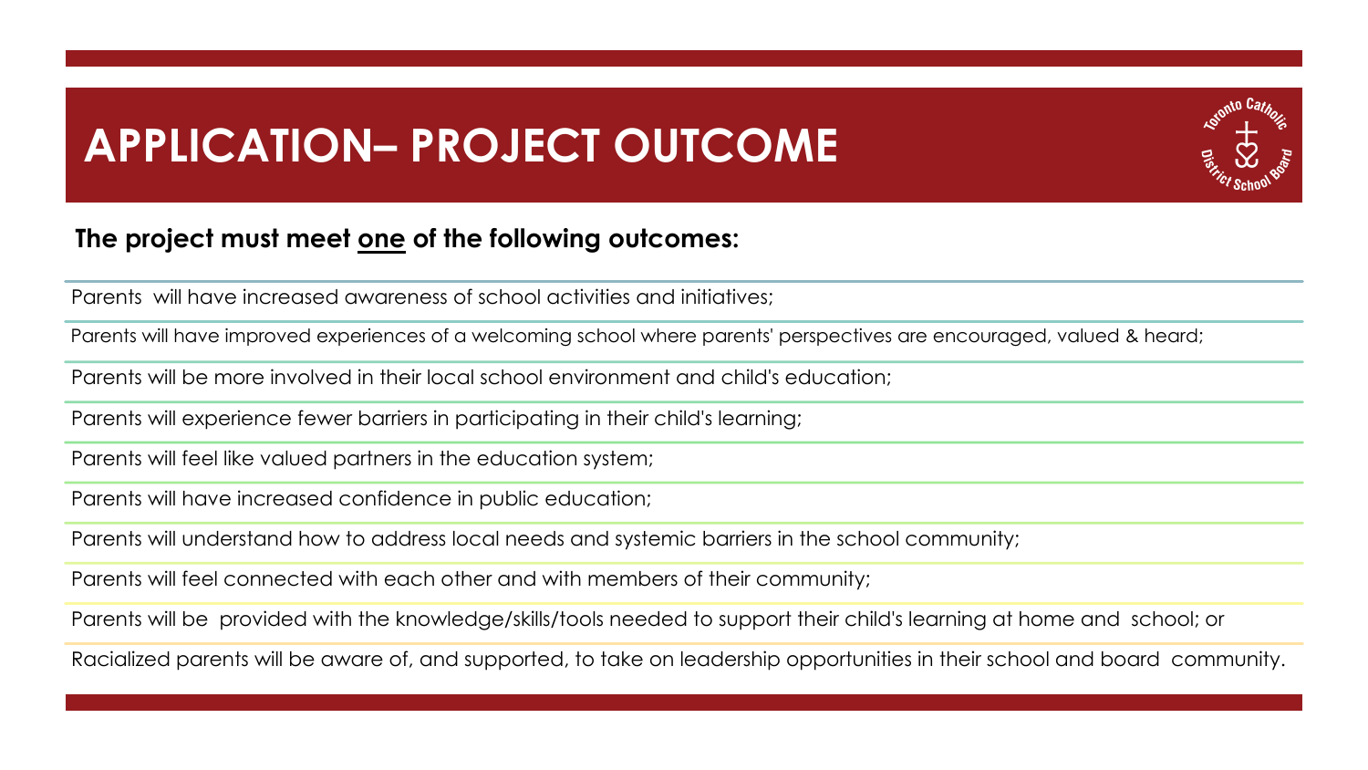# APPLICATION– PROJECT OUTCOME

**The project must meet <u>one</u> of the following outcomes:**

- Parents will have increased awareness of school activities and initiatives;
- Parents will have improved experiences of a welcoming school where parents' perspectives are encouraged, valued & heard;
- Parents will be more involved in their local school environment and child's education;
- Parents will experience fewer barriers in participating in their child's learning;
- Parents will feel like valued partners in the education system;
- Parents will have increased confidence in public education;
- Parents will understand how to address local needs and systemic barriers in the school community;
- Parents will feel connected with each other and with members of their community;
- Parents will be provided with the knowledge/skills/tools needed to support their child's learning at home and school; or
- Racialized parents will be aware of, and supported, to take on leadership opportunities in their school and board community.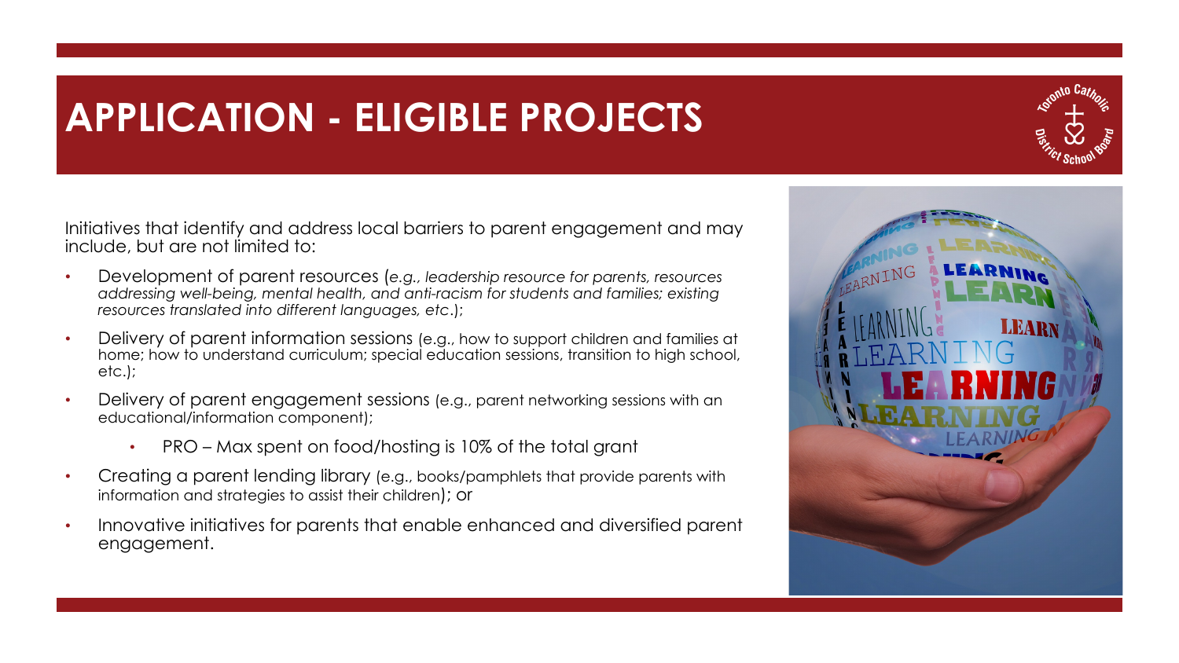# APPLICATION - ELIGIBLE PROJECTS

Initiatives that identify and address local barriers to parent engagement and may include, but are not limited to:

- Development of parent resources (*e.g., leadership resource for parents, resources addressing well-being, mental health, and anti-racism for students and families; existing resources translated into different languages, etc*.);
- Delivery of parent information sessions (e.g., how to support children and families at home; how to understand curriculum; special education sessions, transition to high school, etc.);
- Delivery of parent engagement sessions (e.g., parent networking sessions with an educational/information component);
  - PRO – Max spent on food/hosting is 10% of the total grant
- Creating a parent lending library (e.g., books/pamphlets that provide parents with information and strategies to assist their children); or
- Innovative initiatives for parents that enable enhanced and diversified parent engagement.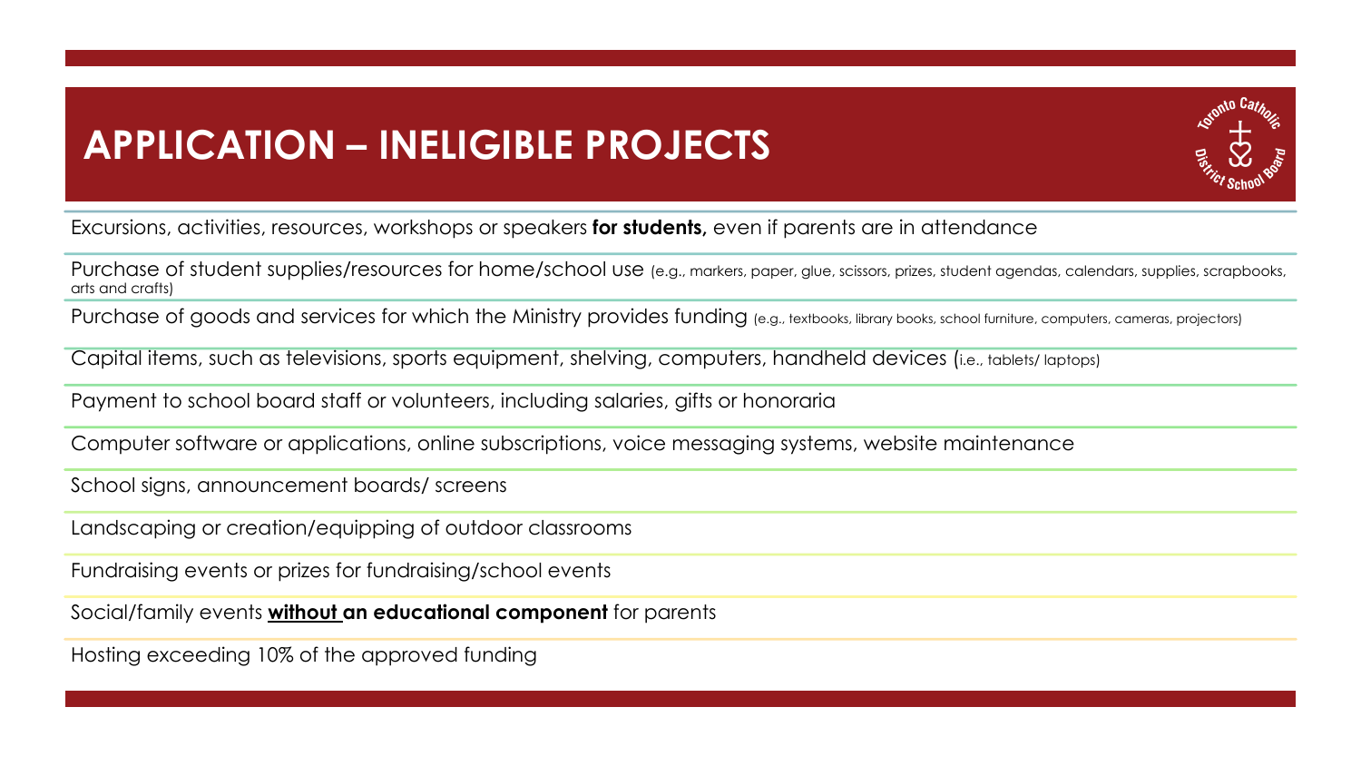# APPLICATION – INELIGIBLE PROJECTS

- Excursions, activities, resources, workshops or speakers **for students,** even if parents are in attendance
- Purchase of student supplies/resources for home/school use (e.g., markers, paper, glue, scissors, prizes, student agendas, calendars, supplies, scrapbooks, arts and crafts)
- Purchase of goods and services for which the Ministry provides funding (e.g., textbooks, library books, school furniture, computers, cameras, projectors)
- Capital items, such as televisions, sports equipment, shelving, computers, handheld devices (i.e., tablets/ laptops)
- Payment to school board staff or volunteers, including salaries, gifts or honoraria
- Computer software or applications, online subscriptions, voice messaging systems, website maintenance
- School signs, announcement boards/ screens
- Landscaping or creation/equipping of outdoor classrooms
- Fundraising events or prizes for fundraising/school events
- Social/family events **without an educational component** for parents
- Hosting exceeding 10% of the approved funding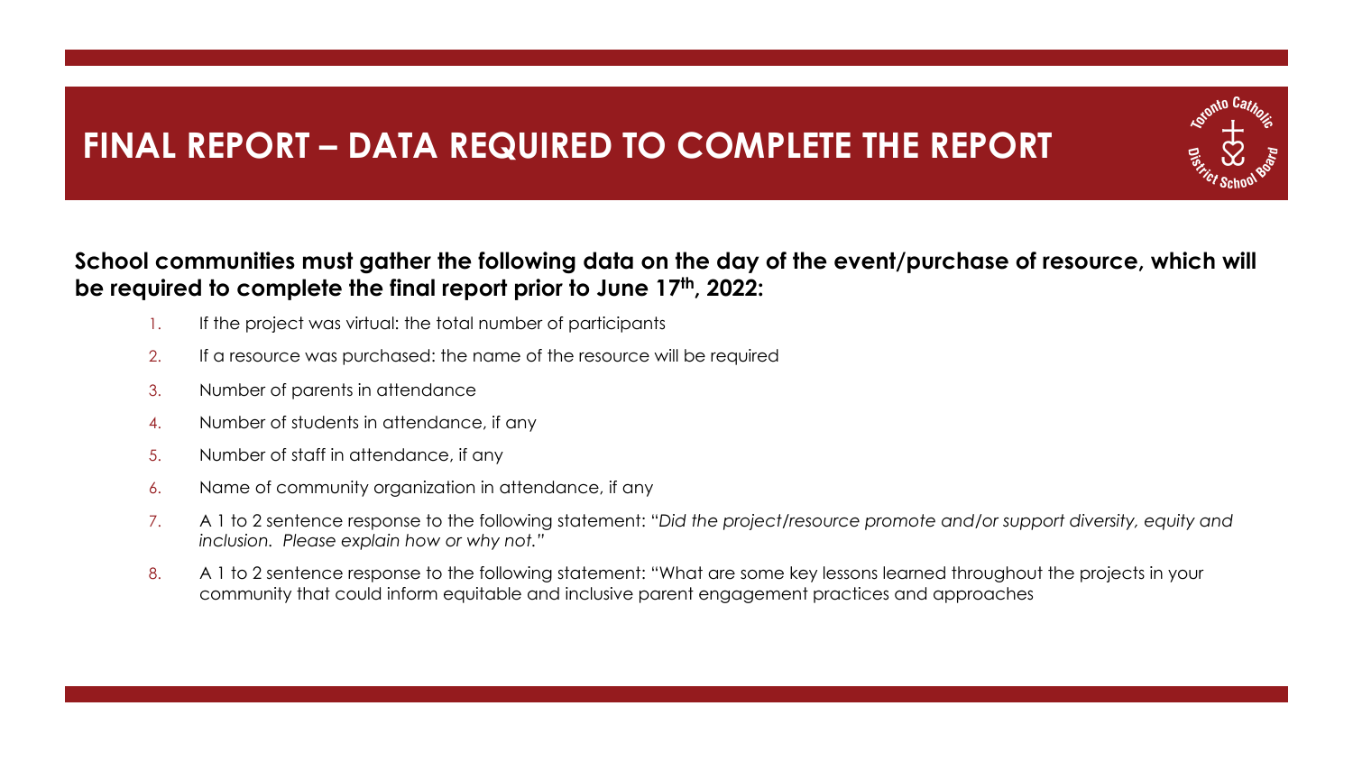# FINAL REPORT – DATA REQUIRED TO COMPLETE THE REPORT

**School communities must gather the following data on the day of the event/purchase of resource, which will be required to complete the final report prior to June 17th, 2022:**

1. If the project was virtual: the total number of participants
2. If a resource was purchased: the name of the resource will be required
3. Number of parents in attendance
4. Number of students in attendance, if any
5. Number of staff in attendance, if any
6. Name of community organization in attendance, if any
7. A 1 to 2 sentence response to the following statement: "*Did the project/resource promote and/or support diversity, equity and inclusion. Please explain how or why not."*
8. A 1 to 2 sentence response to the following statement: "What are some key lessons learned throughout the projects in your community that could inform equitable and inclusive parent engagement practices and approaches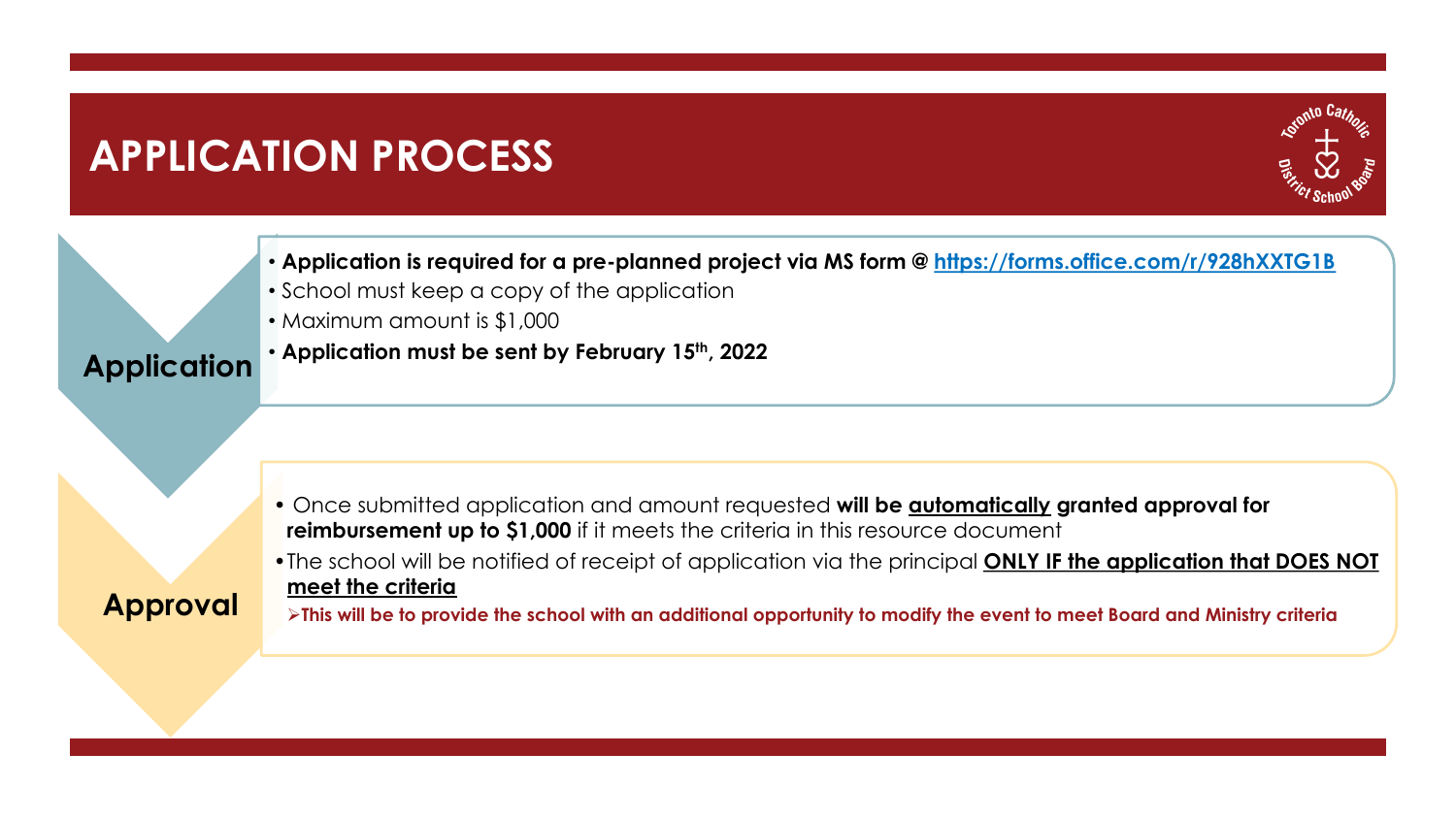# APPLICATION PROCESS

## Application

- **Application is required for a pre-planned project via MS form @ https://forms.office.com/r/928hXXTG1B**
- School must keep a copy of the application
- Maximum amount is $1,000
- **Application must be sent by February 15th, 2022**

## Approval

- Once submitted application and amount requested **will be automatically granted approval for reimbursement up to $1,000** if it meets the criteria in this resource document
- The school will be notified of receipt of application via the principal **ONLY IF the application that DOES NOT meet the criteria**
  - **This will be to provide the school with an additional opportunity to modify the event to meet Board and Ministry criteria**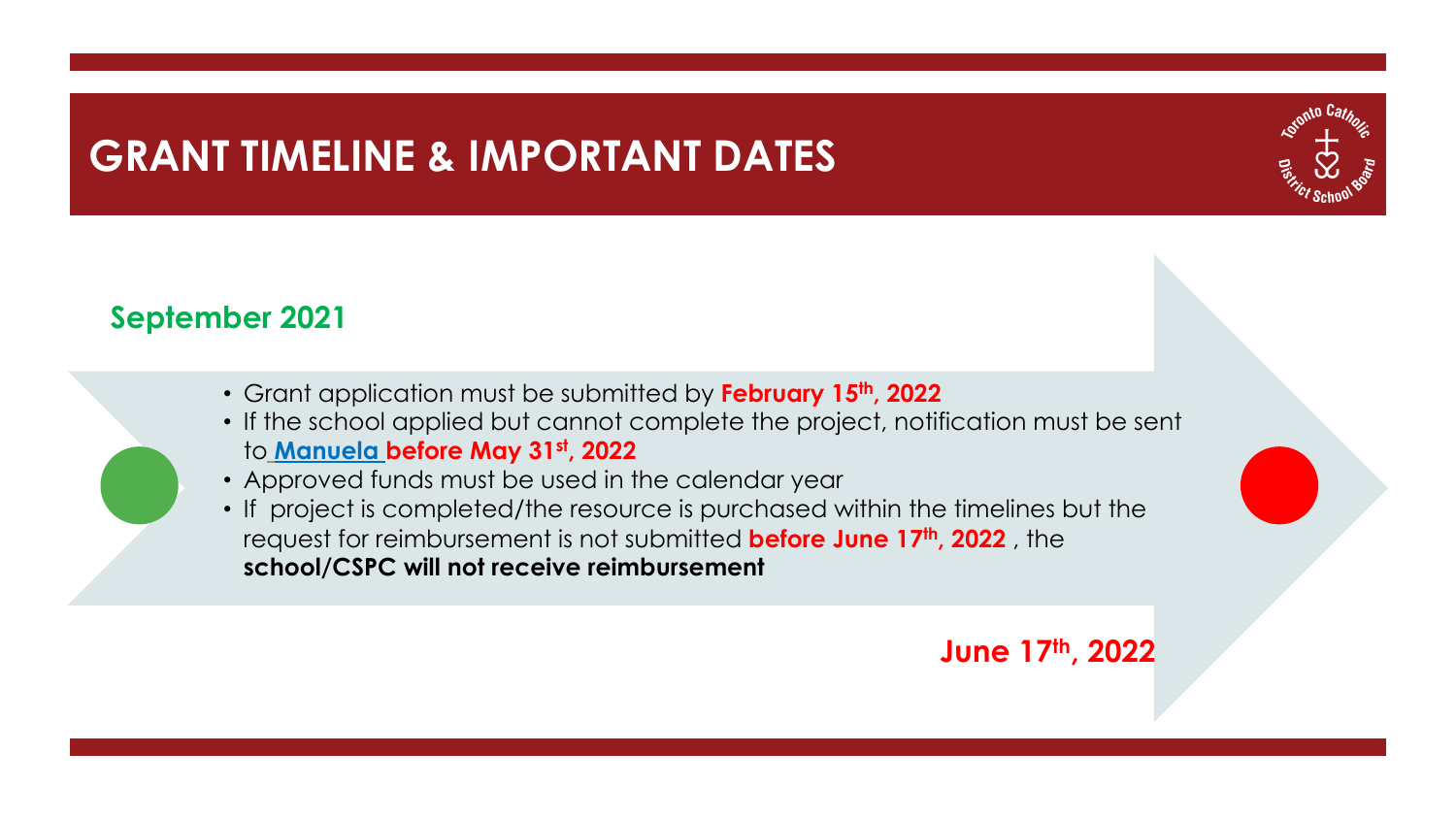# GRANT TIMELINE & IMPORTANT DATES

**September 2021**

- Grant application must be submitted by **February 15th, 2022**
- If the school applied but cannot complete the project, notification must be sent to **Manuela** **before May 31st, 2022**
- Approved funds must be used in the calendar year
- If project is completed/the resource is purchased within the timelines but the request for reimbursement is not submitted **before June 17th, 2022**, the **school/CSPC will not receive reimbursement**

**June 17th, 2022**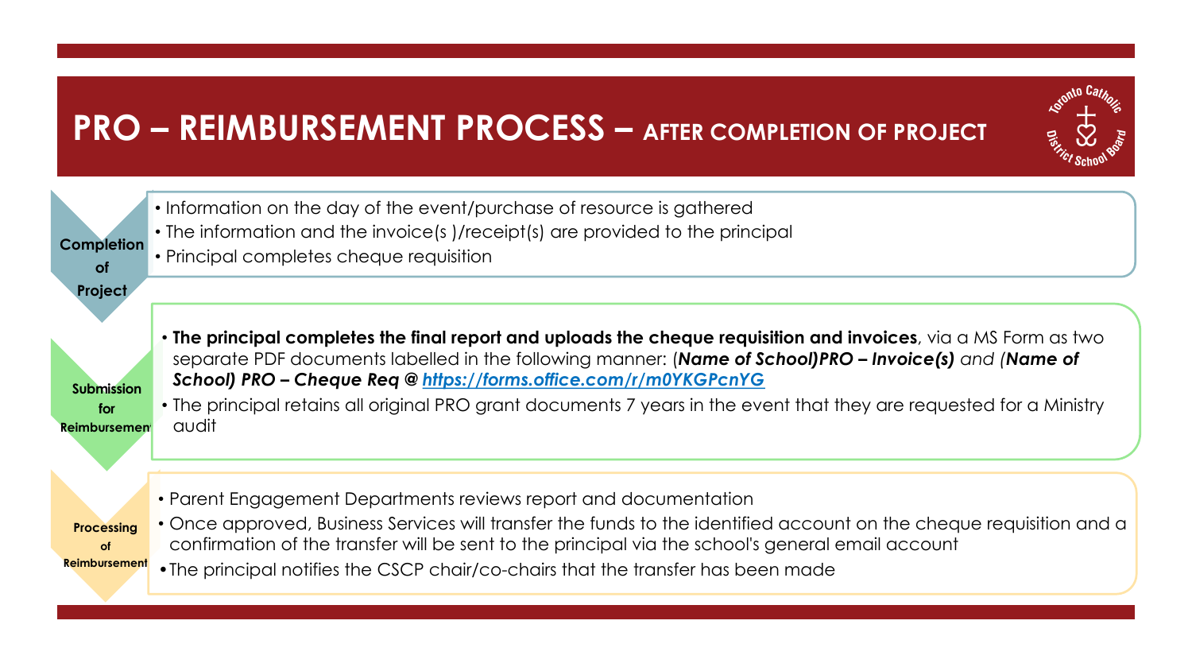# PRO – REIMBURSEMENT PROCESS – AFTER COMPLETION OF PROJECT

### Completion of Project

- Information on the day of the event/purchase of resource is gathered
- The information and the invoice(s )/receipt(s) are provided to the principal
- Principal completes cheque requisition

### Submission for Reimbursement

- **The principal completes the final report and uploads the cheque requisition and invoices**, via a MS Form as two separate PDF documents labelled in the following manner: (***Name of School)PRO – Invoice(s)*** *and* (***Name of School) PRO – Cheque Req @ [https://forms.office.com/r/m0YKGPcnYG](https://forms.office.com/r/m0YKGPcnYG)***
- The principal retains all original PRO grant documents 7 years in the event that they are requested for a Ministry audit

### Processing of Reimbursement

- Parent Engagement Departments reviews report and documentation
- Once approved, Business Services will transfer the funds to the identified account on the cheque requisition and a confirmation of the transfer will be sent to the principal via the school's general email account
- The principal notifies the CSCP chair/co-chairs that the transfer has been made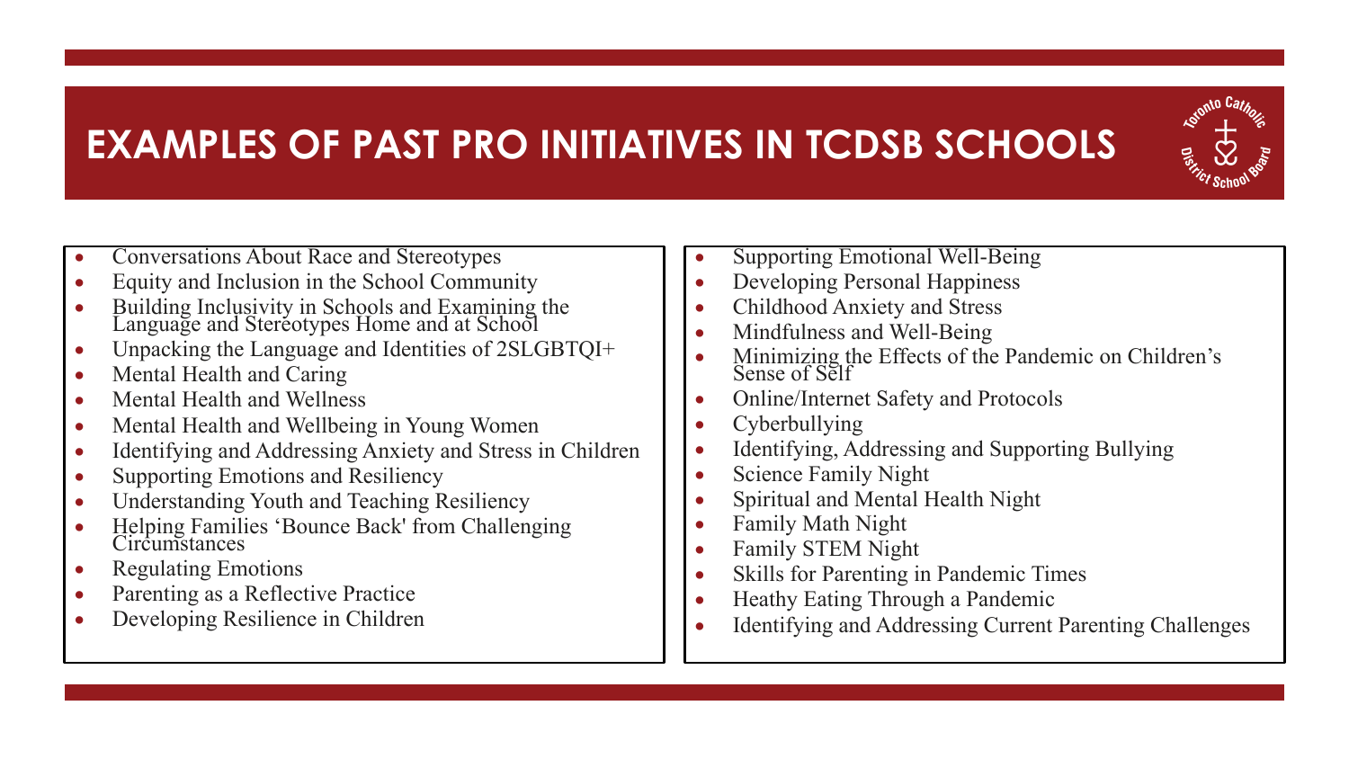# EXAMPLES OF PAST PRO INITIATIVES IN TCDSB SCHOOLS

- Conversations About Race and Stereotypes
- Equity and Inclusion in the School Community
- Building Inclusivity in Schools and Examining the Language and Stereotypes Home and at School
- Unpacking the Language and Identities of 2SLGBTQI+
- Mental Health and Caring
- Mental Health and Wellness
- Mental Health and Wellbeing in Young Women
- Identifying and Addressing Anxiety and Stress in Children
- Supporting Emotions and Resiliency
- Understanding Youth and Teaching Resiliency
- Helping Families 'Bounce Back' from Challenging Circumstances
- Regulating Emotions
- Parenting as a Reflective Practice
- Developing Resilience in Children
- Supporting Emotional Well-Being
- Developing Personal Happiness
- Childhood Anxiety and Stress
- Mindfulness and Well-Being
- Minimizing the Effects of the Pandemic on Children's Sense of Self
- Online/Internet Safety and Protocols
- Cyberbullying
- Identifying, Addressing and Supporting Bullying
- Science Family Night
- Spiritual and Mental Health Night
- Family Math Night
- Family STEM Night
- Skills for Parenting in Pandemic Times
- Heathy Eating Through a Pandemic
- Identifying and Addressing Current Parenting Challenges